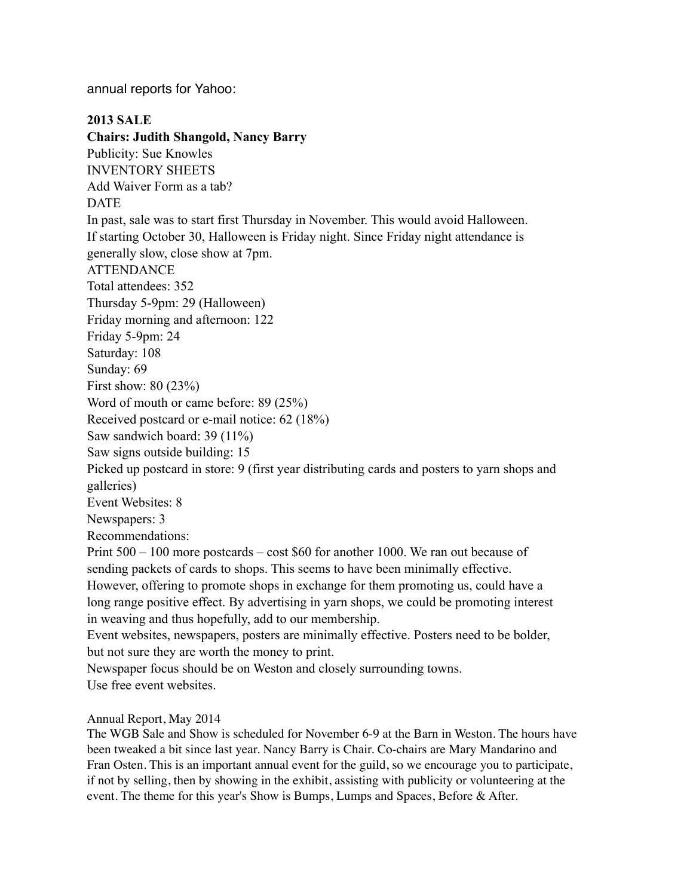annual reports for Yahoo:

**2013 SALE**

**Chairs: Judith Shangold, Nancy Barry**

Publicity: Sue Knowles

INVENTORY SHEETS

Add Waiver Form as a tab?

DATE

In past, sale was to start first Thursday in November. This would avoid Halloween. If starting October 30, Halloween is Friday night. Since Friday night attendance is generally slow, close show at 7pm.

ATTENDANCE

Total attendees: 352

Thursday 5-9pm: 29 (Halloween)

Friday morning and afternoon: 122

Friday 5-9pm: 24

Saturday: 108

Sunday: 69

First show: 80 (23%)

Word of mouth or came before: 89 (25%)

Received postcard or e-mail notice: 62 (18%)

Saw sandwich board: 39 (11%)

Saw signs outside building: 15

Picked up postcard in store: 9 (first year distributing cards and posters to yarn shops and galleries)

Event Websites: 8

Newspapers: 3

Recommendations:

Print 500 – 100 more postcards – cost $60 for another 1000. We ran out because of sending packets of cards to shops. This seems to have been minimally effective. However, offering to promote shops in exchange for them promoting us, could have a long range positive effect. By advertising in yarn shops, we could be promoting interest in weaving and thus hopefully, add to our membership.

Event websites, newspapers, posters are minimally effective. Posters need to be bolder, but not sure they are worth the money to print.

Newspaper focus should be on Weston and closely surrounding towns.

Use free event websites.

Annual Report, May 2014

The WGB Sale and Show is scheduled for November 6-9 at the Barn in Weston. The hours have been tweaked a bit since last year. Nancy Barry is Chair. Co-chairs are Mary Mandarino and Fran Osten. This is an important annual event for the guild, so we encourage you to participate, if not by selling, then by showing in the exhibit, assisting with publicity or volunteering at the event. The theme for this year's Show is Bumps, Lumps and Spaces, Before & After.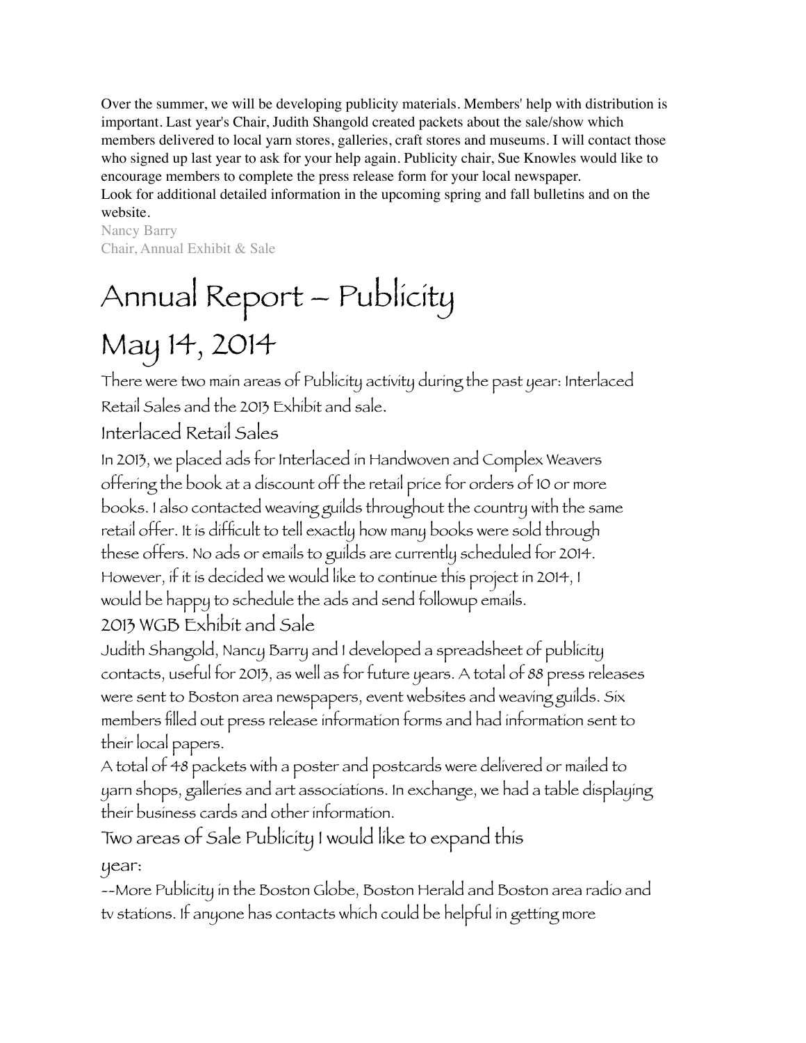Over the summer, we will be developing publicity materials. Members' help with distribution is important. Last year's Chair, Judith Shangold created packets about the sale/show which members delivered to local yarn stores, galleries, craft stores and museums. I will contact those who signed up last year to ask for your help again. Publicity chair, Sue Knowles would like to encourage members to complete the press release form for your local newspaper.
Look for additional detailed information in the upcoming spring and fall bulletins and on the website.

Nancy Barry
Chair, Annual Exhibit & Sale

# Annual Report – Publicity

# May 14, 2014

There were two main areas of Publicity activity during the past year: Interlaced Retail Sales and the 2013 Exhibit and sale.

## Interlaced Retail Sales

In 2013, we placed ads for Interlaced in Handwoven and Complex Weavers offering the book at a discount off the retail price for orders of 10 or more books. I also contacted weaving guilds throughout the country with the same retail offer. It is difficult to tell exactly how many books were sold through these offers. No ads or emails to guilds are currently scheduled for 2014. However, if it is decided we would like to continue this project in 2014, I would be happy to schedule the ads and send followup emails.

## 2013 WGB Exhibit and Sale

Judith Shangold, Nancy Barry and I developed a spreadsheet of publicity contacts, useful for 2013, as well as for future years. A total of 88 press releases were sent to Boston area newspapers, event websites and weaving guilds. Six members filled out press release information forms and had information sent to their local papers.
A total of 48 packets with a poster and postcards were delivered or mailed to yarn shops, galleries and art associations. In exchange, we had a table displaying their business cards and other information.

## Two areas of Sale Publicity I would like to expand this year:

--More Publicity in the Boston Globe, Boston Herald and Boston area radio and tv stations. If anyone has contacts which could be helpful in getting more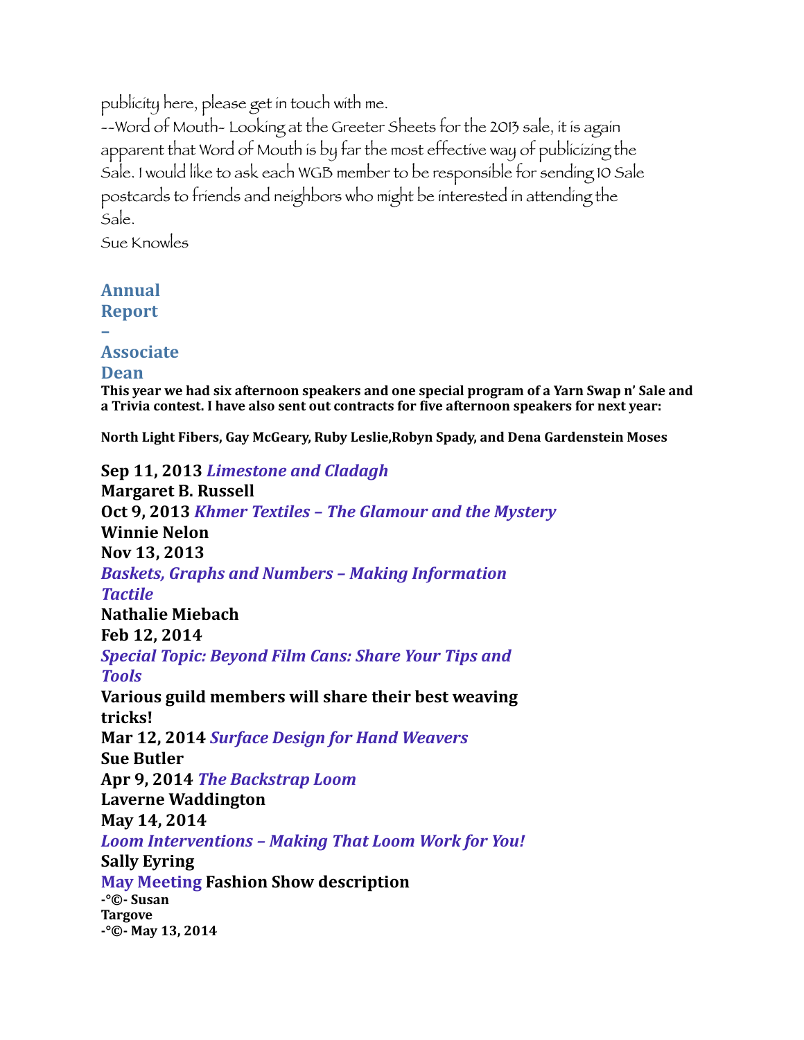publicity here, please get in touch with me.

--Word of Mouth- Looking at the Greeter Sheets for the 2013 sale, it is again apparent that Word of Mouth is by far the most effective way of publicizing the Sale. I would like to ask each WGB member to be responsible for sending 10 Sale postcards to friends and neighbors who might be interested in attending the Sale.

Sue Knowles

## Annual Report – Associate Dean

**This year we had six afternoon speakers and one special program of a Yarn Swap n' Sale and a Trivia contest. I have also sent out contracts for five afternoon speakers for next year:**

**North Light Fibers, Gay McGeary, Ruby Leslie,Robyn Spady, and Dena Gardenstein Moses**

**Sep 11, 2013** ***Limestone and Cladagh***
**Margaret B. Russell**
**Oct 9, 2013** ***Khmer Textiles – The Glamour and the Mystery***
**Winnie Nelon**
**Nov 13, 2013**
***Baskets, Graphs and Numbers – Making Information Tactile***
**Nathalie Miebach**
**Feb 12, 2014**
***Special Topic: Beyond Film Cans: Share Your Tips and Tools***
**Various guild members will share their best weaving tricks!**
**Mar 12, 2014** ***Surface Design for Hand Weavers***
**Sue Butler**
**Apr 9, 2014** ***The Backstrap Loom***
**Laverne Waddington**
**May 14, 2014**
***Loom Interventions – Making That Loom Work for You!***
**Sally Eyring**

**May Meeting Fashion Show description**

**-°©- Susan Targove**
**-°©- May 13, 2014**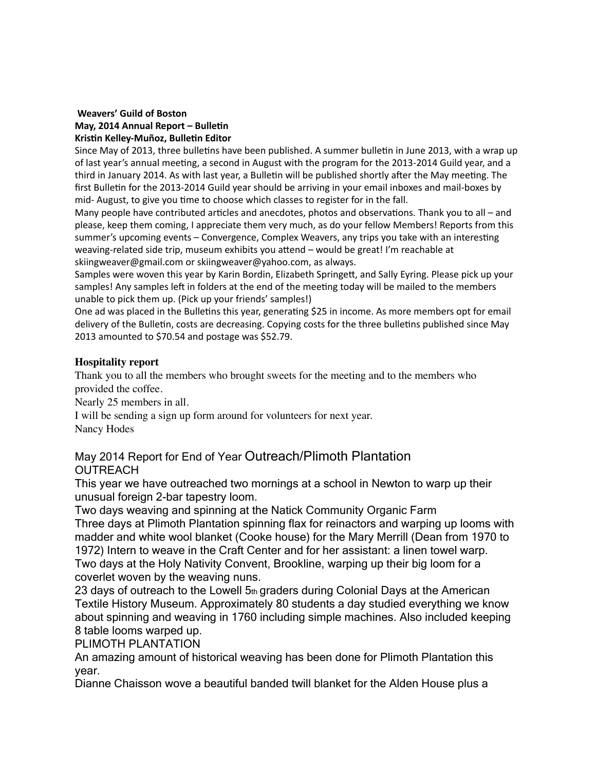**Weavers' Guild of Boston**
**May, 2014 Annual Report – Bulletin**
**Kristin Kelley-Muñoz, Bulletin Editor**

Since May of 2013, three bulletins have been published. A summer bulletin in June 2013, with a wrap up of last year's annual meeting, a second in August with the program for the 2013-2014 Guild year, and a third in January 2014. As with last year, a Bulletin will be published shortly after the May meeting. The first Bulletin for the 2013-2014 Guild year should be arriving in your email inboxes and mail-boxes by mid- August, to give you time to choose which classes to register for in the fall.

Many people have contributed articles and anecdotes, photos and observations. Thank you to all – and please, keep them coming, I appreciate them very much, as do your fellow Members! Reports from this summer's upcoming events – Convergence, Complex Weavers, any trips you take with an interesting weaving-related side trip, museum exhibits you attend – would be great! I'm reachable at skiingweaver@gmail.com or skiingweaver@yahoo.com, as always.

Samples were woven this year by Karin Bordin, Elizabeth Springett, and Sally Eyring. Please pick up your samples! Any samples left in folders at the end of the meeting today will be mailed to the members unable to pick them up. (Pick up your friends' samples!)

One ad was placed in the Bulletins this year, generating $25 in income. As more members opt for email delivery of the Bulletin, costs are decreasing. Copying costs for the three bulletins published since May 2013 amounted to $70.54 and postage was $52.79.

**Hospitality report**

Thank you to all the members who brought sweets for the meeting and to the members who provided the coffee.

Nearly 25 members in all.

I will be sending a sign up form around for volunteers for next year.

Nancy Hodes

May 2014 Report for End of Year Outreach/Plimoth Plantation

OUTREACH

This year we have outreached two mornings at a school in Newton to warp up their unusual foreign 2-bar tapestry loom.

Two days weaving and spinning at the Natick Community Organic Farm

Three days at Plimoth Plantation spinning flax for reinactors and warping up looms with madder and white wool blanket (Cooke house) for the Mary Merrill (Dean from 1970 to 1972) Intern to weave in the Craft Center and for her assistant: a linen towel warp.

Two days at the Holy Nativity Convent, Brookline, warping up their big loom for a coverlet woven by the weaving nuns.

23 days of outreach to the Lowell 5th graders during Colonial Days at the American Textile History Museum. Approximately 80 students a day studied everything we know about spinning and weaving in 1760 including simple machines. Also included keeping 8 table looms warped up.

PLIMOTH PLANTATION

An amazing amount of historical weaving has been done for Plimoth Plantation this year.

Dianne Chaisson wove a beautiful banded twill blanket for the Alden House plus a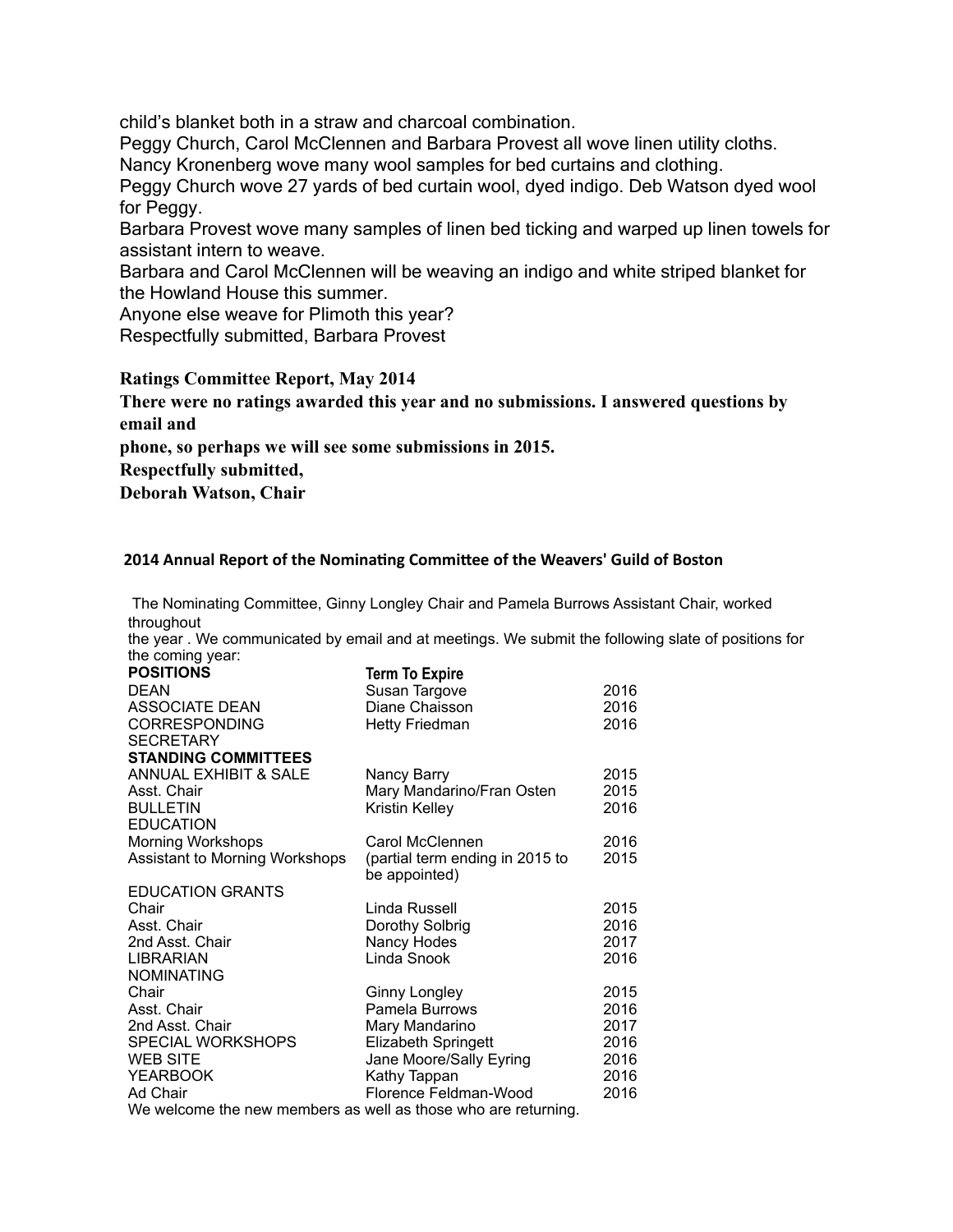child's blanket both in a straw and charcoal combination.
Peggy Church, Carol McClennen and Barbara Provest all wove linen utility cloths.
Nancy Kronenberg wove many wool samples for bed curtains and clothing.
Peggy Church wove 27 yards of bed curtain wool, dyed indigo. Deb Watson dyed wool for Peggy.
Barbara Provest wove many samples of linen bed ticking and warped up linen towels for assistant intern to weave.
Barbara and Carol McClennen will be weaving an indigo and white striped blanket for the Howland House this summer.
Anyone else weave for Plimoth this year?
Respectfully submitted, Barbara Provest

**Ratings Committee Report, May 2014**

**There were no ratings awarded this year and no submissions. I answered questions by email and**
**phone, so perhaps we will see some submissions in 2015.**
**Respectfully submitted,**
**Deborah Watson, Chair**

#### 2014 Annual Report of the Nominating Committee of the Weavers' Guild of Boston

The Nominating Committee, Ginny Longley Chair and Pamela Burrows Assistant Chair, worked throughout
the year . We communicated by email and at meetings. We submit the following slate of positions for the coming year:

| **POSITIONS** | **Term To Expire** | |
|---|---|---|
| DEAN | Susan Targove | 2016 |
| ASSOCIATE DEAN | Diane Chaisson | 2016 |
| CORRESPONDING SECRETARY | Hetty Friedman | 2016 |
| **STANDING COMMITTEES** | | |
| ANNUAL EXHIBIT & SALE | Nancy Barry | 2015 |
| Asst. Chair | Mary Mandarino/Fran Osten | 2015 |
| BULLETIN | Kristin Kelley | 2016 |
| EDUCATION | | |
| Morning Workshops | Carol McClennen | 2016 |
| Assistant to Morning Workshops | (partial term ending in 2015 to be appointed) | 2015 |
| EDUCATION GRANTS | | |
| Chair | Linda Russell | 2015 |
| Asst. Chair | Dorothy Solbrig | 2016 |
| 2nd Asst. Chair | Nancy Hodes | 2017 |
| LIBRARIAN | Linda Snook | 2016 |
| NOMINATING | | |
| Chair | Ginny Longley | 2015 |
| Asst. Chair | Pamela Burrows | 2016 |
| 2nd Asst. Chair | Mary Mandarino | 2017 |
| SPECIAL WORKSHOPS | Elizabeth Springett | 2016 |
| WEB SITE | Jane Moore/Sally Eyring | 2016 |
| YEARBOOK | Kathy Tappan | 2016 |
| Ad Chair | Florence Feldman-Wood | 2016 |

We welcome the new members as well as those who are returning.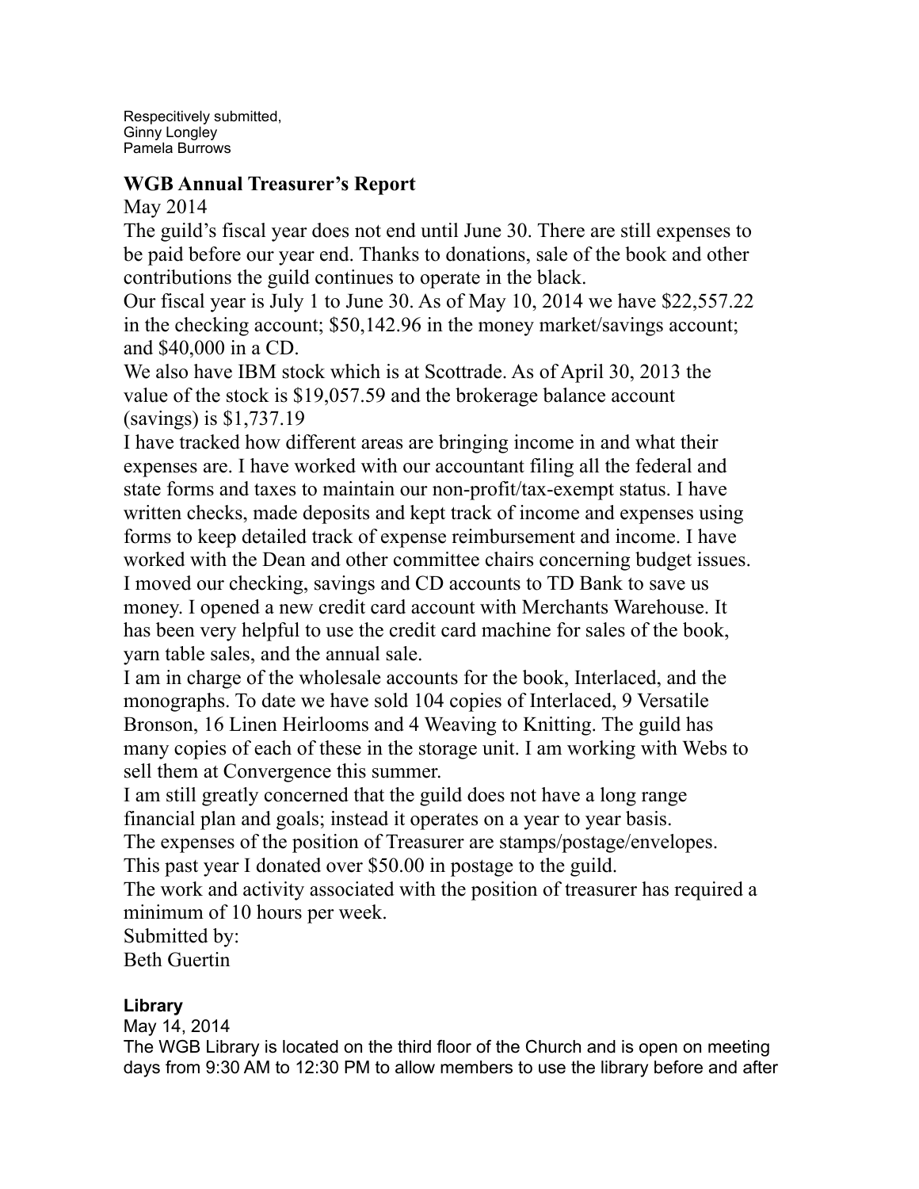Respecitively submitted,  
Ginny Longley  
Pamela Burrows

## WGB Annual Treasurer's Report

May 2014

The guild's fiscal year does not end until June 30. There are still expenses to be paid before our year end. Thanks to donations, sale of the book and other contributions the guild continues to operate in the black.

Our fiscal year is July 1 to June 30. As of May 10, 2014 we have $22,557.22 in the checking account; $50,142.96 in the money market/savings account; and $40,000 in a CD.

We also have IBM stock which is at Scottrade. As of April 30, 2013 the value of the stock is $19,057.59 and the brokerage balance account (savings) is $1,737.19

I have tracked how different areas are bringing income in and what their expenses are. I have worked with our accountant filing all the federal and state forms and taxes to maintain our non-profit/tax-exempt status. I have written checks, made deposits and kept track of income and expenses using forms to keep detailed track of expense reimbursement and income. I have worked with the Dean and other committee chairs concerning budget issues. I moved our checking, savings and CD accounts to TD Bank to save us money. I opened a new credit card account with Merchants Warehouse. It has been very helpful to use the credit card machine for sales of the book, yarn table sales, and the annual sale.

I am in charge of the wholesale accounts for the book, Interlaced, and the monographs. To date we have sold 104 copies of Interlaced, 9 Versatile Bronson, 16 Linen Heirlooms and 4 Weaving to Knitting. The guild has many copies of each of these in the storage unit. I am working with Webs to sell them at Convergence this summer.

I am still greatly concerned that the guild does not have a long range financial plan and goals; instead it operates on a year to year basis.

The expenses of the position of Treasurer are stamps/postage/envelopes. This past year I donated over $50.00 in postage to the guild.

The work and activity associated with the position of treasurer has required a minimum of 10 hours per week.

Submitted by:  
Beth Guertin

## Library

May 14, 2014

The WGB Library is located on the third floor of the Church and is open on meeting days from 9:30 AM to 12:30 PM to allow members to use the library before and after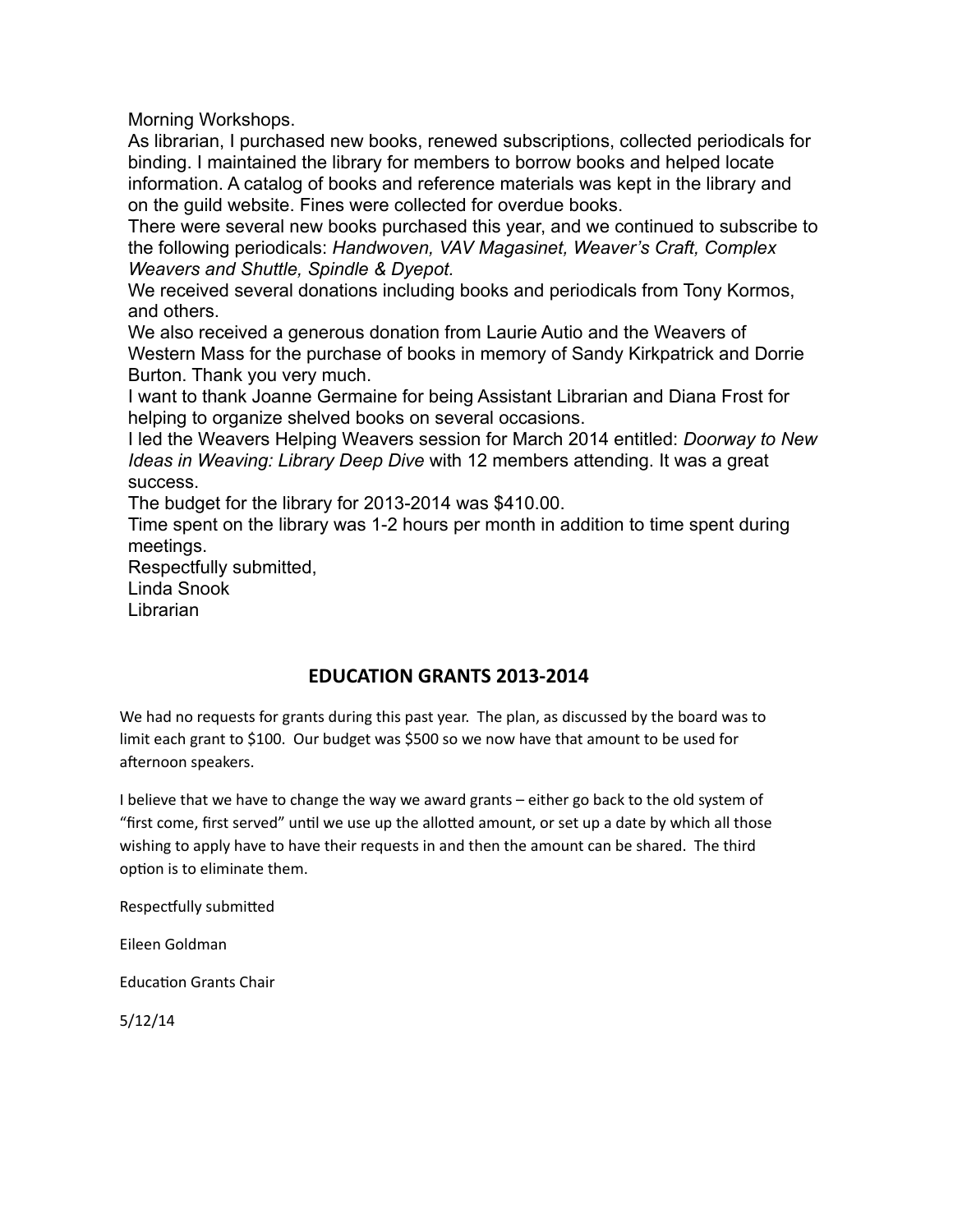Morning Workshops.

As librarian, I purchased new books, renewed subscriptions, collected periodicals for binding. I maintained the library for members to borrow books and helped locate information. A catalog of books and reference materials was kept in the library and on the guild website. Fines were collected for overdue books.

There were several new books purchased this year, and we continued to subscribe to the following periodicals: *Handwoven, VAV Magasinet, Weaver's Craft, Complex Weavers and Shuttle, Spindle & Dyepot.*

We received several donations including books and periodicals from Tony Kormos, and others.

We also received a generous donation from Laurie Autio and the Weavers of Western Mass for the purchase of books in memory of Sandy Kirkpatrick and Dorrie Burton. Thank you very much.

I want to thank Joanne Germaine for being Assistant Librarian and Diana Frost for helping to organize shelved books on several occasions.

I led the Weavers Helping Weavers session for March 2014 entitled: *Doorway to New Ideas in Weaving: Library Deep Dive* with 12 members attending. It was a great success.

The budget for the library for 2013-2014 was $410.00.

Time spent on the library was 1-2 hours per month in addition to time spent during meetings.

Respectfully submitted,
Linda Snook
Librarian

## EDUCATION GRANTS 2013-2014

We had no requests for grants during this past year. The plan, as discussed by the board was to limit each grant to $100. Our budget was $500 so we now have that amount to be used for afternoon speakers.

I believe that we have to change the way we award grants – either go back to the old system of "first come, first served" until we use up the allotted amount, or set up a date by which all those wishing to apply have to have their requests in and then the amount can be shared. The third option is to eliminate them.

Respectfully submitted

Eileen Goldman

Education Grants Chair

5/12/14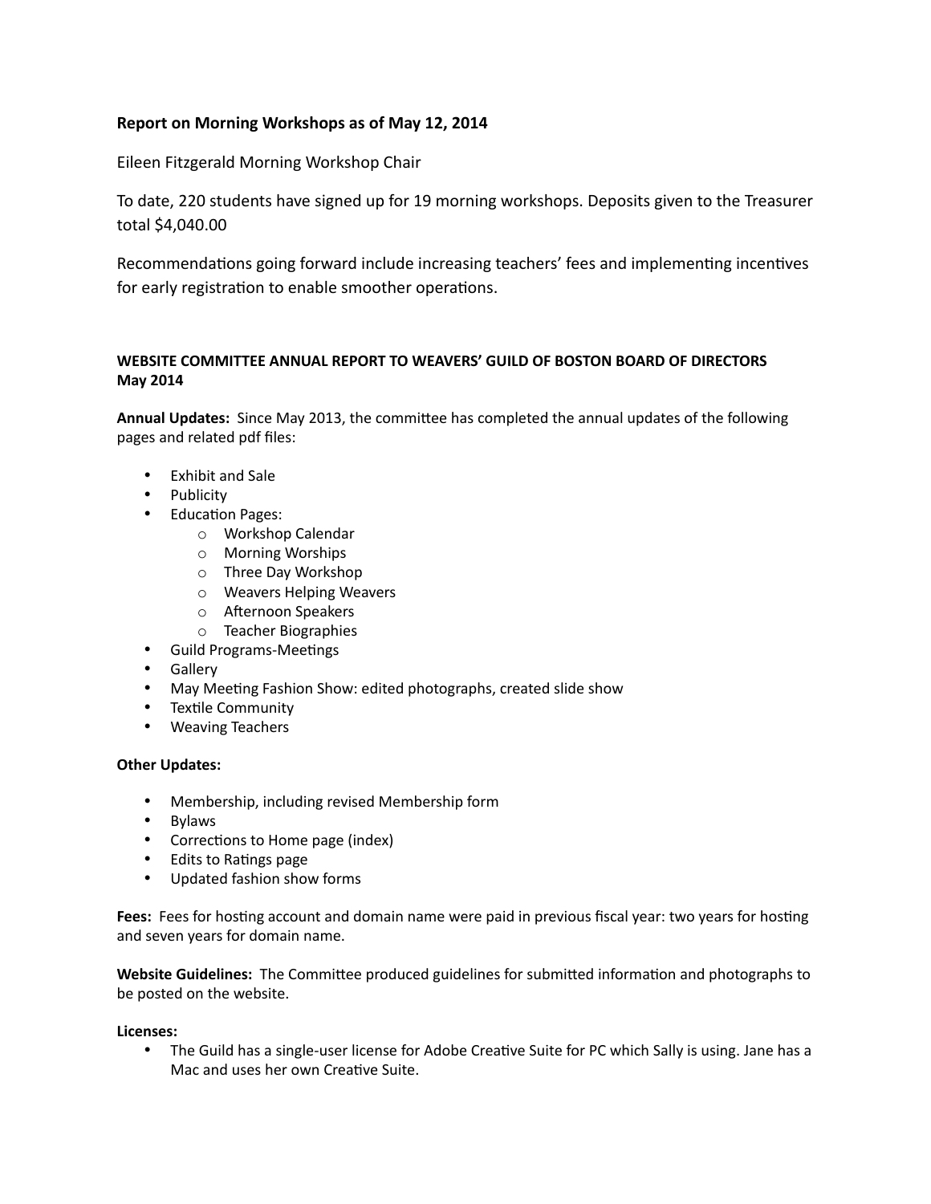**Report on Morning Workshops as of May 12, 2014**

Eileen Fitzgerald Morning Workshop Chair

To date, 220 students have signed up for 19 morning workshops. Deposits given to the Treasurer total $4,040.00

Recommendations going forward include increasing teachers' fees and implementing incentives for early registration to enable smoother operations.

**WEBSITE COMMITTEE ANNUAL REPORT TO WEAVERS' GUILD OF BOSTON BOARD OF DIRECTORS May 2014**

**Annual Updates:** Since May 2013, the committee has completed the annual updates of the following pages and related pdf files:

- Exhibit and Sale
- Publicity
- Education Pages:
    - Workshop Calendar
    - Morning Worships
    - Three Day Workshop
    - Weavers Helping Weavers
    - Afternoon Speakers
    - Teacher Biographies
- Guild Programs-Meetings
- Gallery
- May Meeting Fashion Show: edited photographs, created slide show
- Textile Community
- Weaving Teachers

**Other Updates:**

- Membership, including revised Membership form
- Bylaws
- Corrections to Home page (index)
- Edits to Ratings page
- Updated fashion show forms

**Fees:** Fees for hosting account and domain name were paid in previous fiscal year: two years for hosting and seven years for domain name.

**Website Guidelines:** The Committee produced guidelines for submitted information and photographs to be posted on the website.

**Licenses:**

- The Guild has a single-user license for Adobe Creative Suite for PC which Sally is using. Jane has a Mac and uses her own Creative Suite.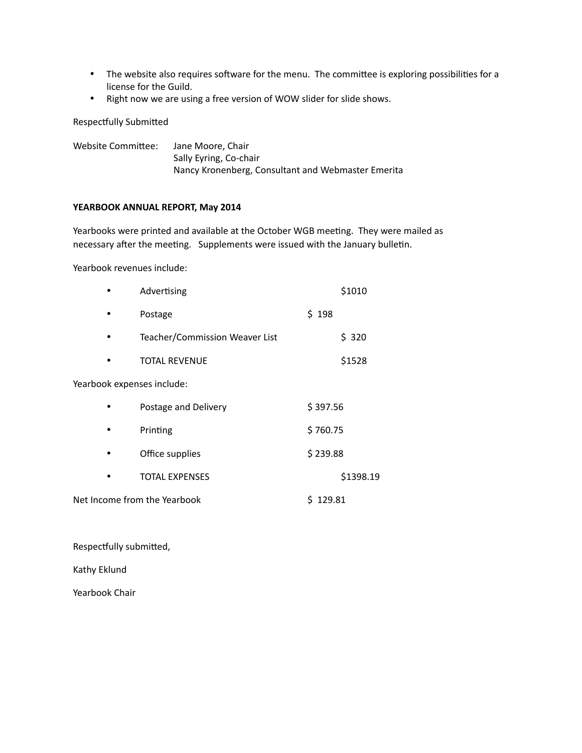- The website also requires software for the menu. The committee is exploring possibilities for a license for the Guild.
- Right now we are using a free version of WOW slider for slide shows.

Respectfully Submitted

Website Committee: Jane Moore, Chair
Sally Eyring, Co-chair
Nancy Kronenberg, Consultant and Webmaster Emerita

**YEARBOOK ANNUAL REPORT, May 2014**

Yearbooks were printed and available at the October WGB meeting. They were mailed as necessary after the meeting. Supplements were issued with the January bulletin.

Yearbook revenues include:

- Advertising $1010
- Postage $ 198
- Teacher/Commission Weaver List $ 320
- TOTAL REVENUE $1528

Yearbook expenses include:

- Postage and Delivery $ 397.56
- Printing $ 760.75
- Office supplies $ 239.88
- TOTAL EXPENSES $1398.19

Net Income from the Yearbook $ 129.81

Respectfully submitted,

Kathy Eklund

Yearbook Chair